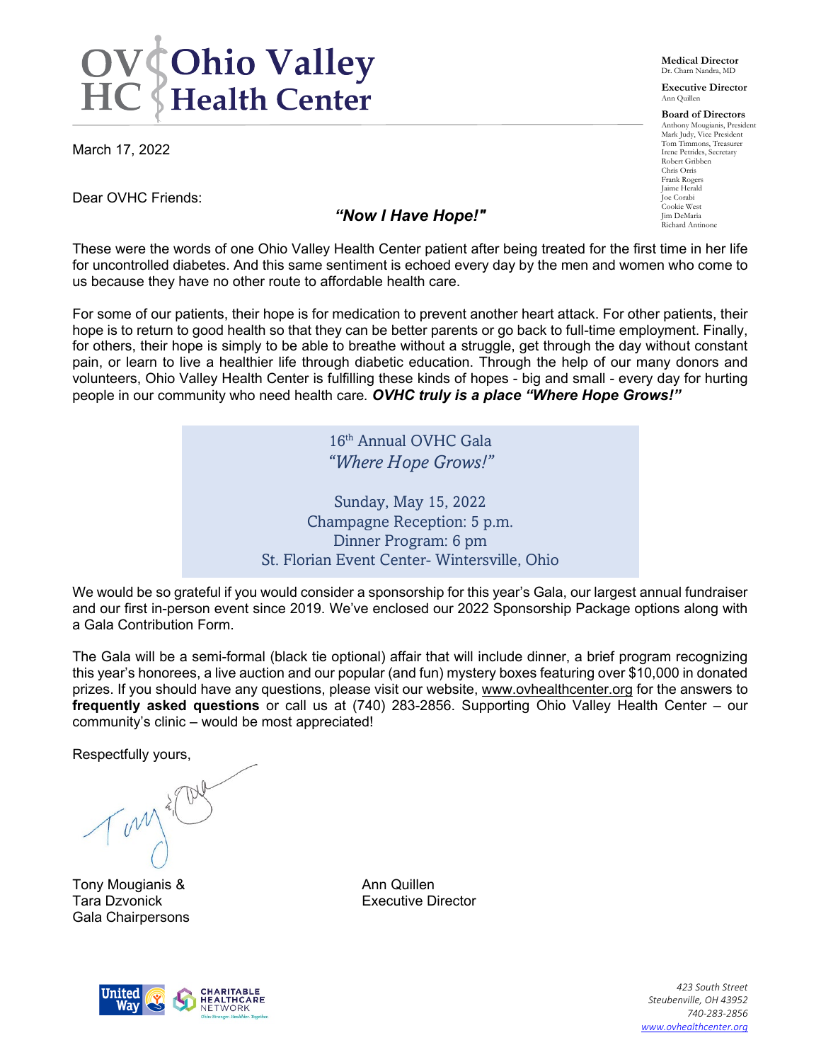# Ohio Valley Health Center

**Medical Director**
Dr. Charn Nandra, MD

**Executive Director**
Ann Quillen

**Board of Directors**
Anthony Mougianis, President
Mark Judy, Vice President
Tom Timmons, Treasurer
Irene Petrides, Secretary
Robert Gribben
Chris Orris
Frank Rogers
Jaime Herald
Joe Corabi
Cookie West
Jim DeMaria
Richard Antinone

March 17, 2022

Dear OVHC Friends:

***"Now I Have Hope!"***

These were the words of one Ohio Valley Health Center patient after being treated for the first time in her life for uncontrolled diabetes. And this same sentiment is echoed every day by the men and women who come to us because they have no other route to affordable health care.

For some of our patients, their hope is for medication to prevent another heart attack. For other patients, their hope is to return to good health so that they can be better parents or go back to full-time employment. Finally, for others, their hope is simply to be able to breathe without a struggle, get through the day without constant pain, or learn to live a healthier life through diabetic education. Through the help of our many donors and volunteers, Ohio Valley Health Center is fulfilling these kinds of hopes - big and small - every day for hurting people in our community who need health care. ***OVHC truly is a place "Where Hope Grows!"***

16th Annual OVHC Gala
*"Where Hope Grows!"*

Sunday, May 15, 2022
Champagne Reception: 5 p.m.
Dinner Program: 6 pm
St. Florian Event Center- Wintersville, Ohio

We would be so grateful if you would consider a sponsorship for this year's Gala, our largest annual fundraiser and our first in-person event since 2019. We've enclosed our 2022 Sponsorship Package options along with a Gala Contribution Form.

The Gala will be a semi-formal (black tie optional) affair that will include dinner, a brief program recognizing this year's honorees, a live auction and our popular (and fun) mystery boxes featuring over $10,000 in donated prizes. If you should have any questions, please visit our website, www.ovhealthcenter.org for the answers to **frequently asked questions** or call us at (740) 283-2856. Supporting Ohio Valley Health Center – our community's clinic – would be most appreciated!

Respectfully yours,

Tony Mougianis &
Tara Dzvonick
Gala Chairpersons

Ann Quillen
Executive Director

*423 South Street*
*Steubenville, OH 43952*
*740-283-2856*
*www.ovhealthcenter.org*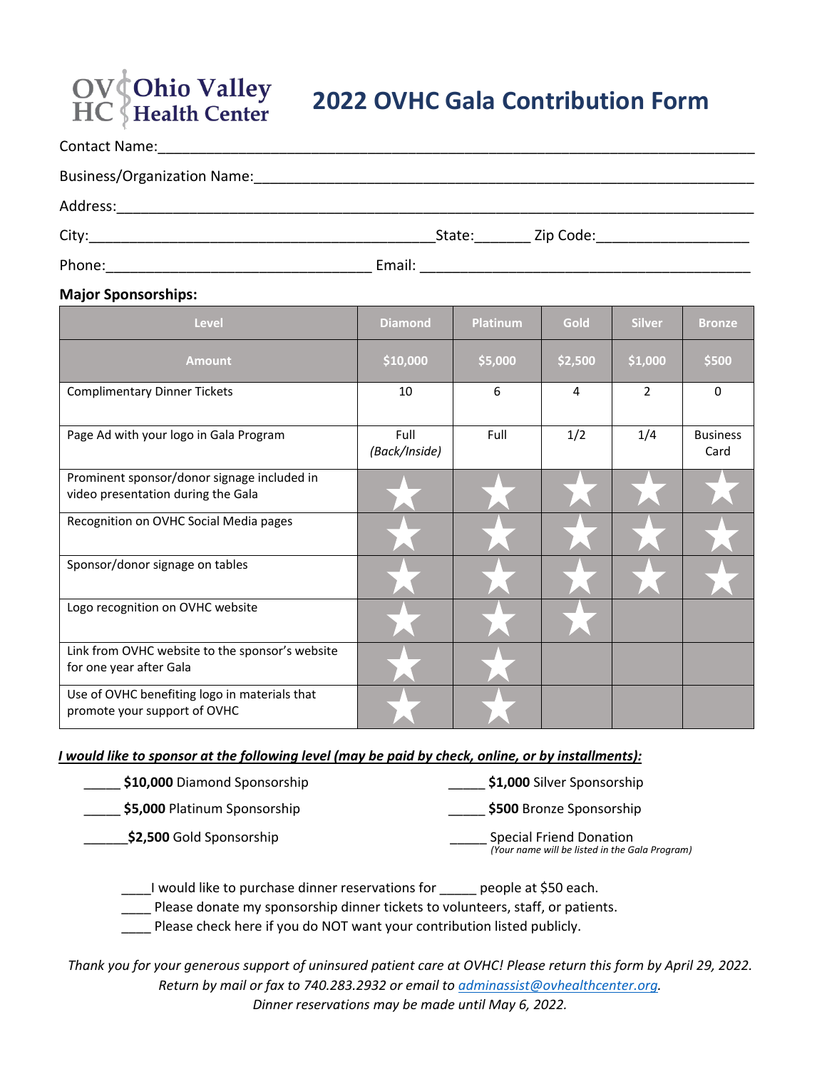# 2022 OVHC Gala Contribution Form

Contact Name:_______________________________________________________________

Business/Organization Name:_________________________________________________

Address:____________________________________________________________________

City:_________________________________State:_______ Zip Code:__________________

Phone:________________________________ Email: ______________________________

**Major Sponsorships:**

| Level | Diamond | Platinum | Gold | Silver | Bronze |
|---|---|---|---|---|---|
| **Amount** | **$10,000** | **$5,000** | **$2,500** | **$1,000** | **$500** |
| Complimentary Dinner Tickets | 10 | 6 | 4 | 2 | 0 |
| Page Ad with your logo in Gala Program | Full *(Back/Inside)* | Full | 1/2 | 1/4 | Business Card |
| Prominent sponsor/donor signage included in video presentation during the Gala | ★ | ★ | ★ | ★ | ★ |
| Recognition on OVHC Social Media pages | ★ | ★ | ★ | ★ | ★ |
| Sponsor/donor signage on tables | ★ | ★ | ★ | ★ | ★ |
| Logo recognition on OVHC website | ★ | ★ | ★ | | |
| Link from OVHC website to the sponsor's website for one year after Gala | ★ | ★ | | | |
| Use of OVHC benefiting logo in materials that promote your support of OVHC | ★ | ★ | | | |

***I would like to sponsor at the following level (may be paid by check, online, or by installments):***

_____ **$10,000** Diamond Sponsorship

_____ **$5,000** Platinum Sponsorship

______**$2,500** Gold Sponsorship

_____ **$1,000** Silver Sponsorship

_____ **$500** Bronze Sponsorship

_____ Special Friend Donation
*(Your name will be listed in the Gala Program)*

____I would like to purchase dinner reservations for _____ people at $50 each.
____ Please donate my sponsorship dinner tickets to volunteers, staff, or patients.
____ Please check here if you do NOT want your contribution listed publicly.

*Thank you for your generous support of uninsured patient care at OVHC! Please return this form by April 29, 2022.*
*Return by mail or fax to 740.283.2932 or email to adminassist@ovhealthcenter.org.*
*Dinner reservations may be made until May 6, 2022.*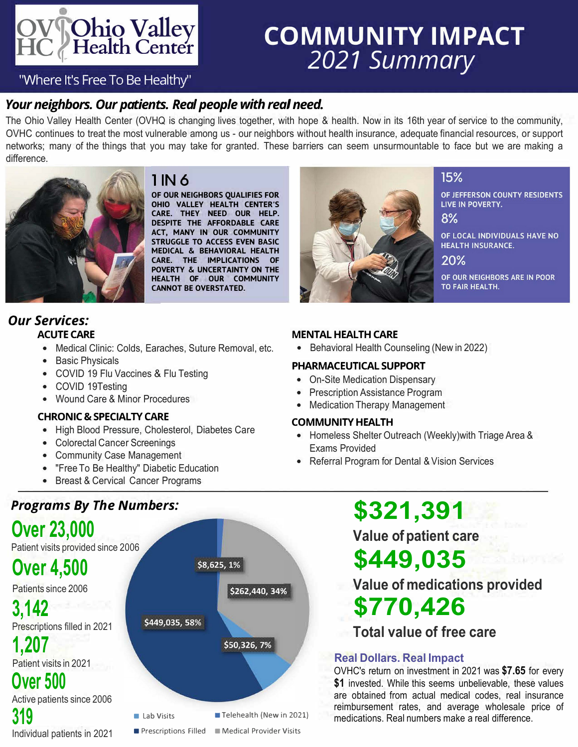Ohio Valley Health Center

"Where It's Free To Be Healthy"

# COMMUNITY IMPACT
## *2021 Summary*

### *Your neighbors. Our patients. Real people with real need.*

The Ohio Valley Health Center (OVHQ is changing lives together, with hope & health. Now in its 16th year of service to the community, OVHC continues to treat the most vulnerable among us - our neighbors without health insurance, adequate financial resources, or support networks; many of the things that you may take for granted. These barriers can seem unsurmountable to face but we are making a difference.

**1 IN 6**

OF OUR NEIGHBORS QUALIFIES FOR OHIO VALLEY HEALTH CENTER'S CARE. THEY NEED OUR HELP. DESPITE THE AFFORDABLE CARE ACT, MANY IN OUR COMMUNITY STRUGGLE TO ACCESS EVEN BASIC MEDICAL & BEHAVIORAL HEALTH CARE. THE IMPLICATIONS OF POVERTY & UNCERTAINTY ON THE HEALTH OF OUR COMMUNITY CANNOT BE OVERSTATED.

**15%**

OF JEFFERSON COUNTY RESIDENTS LIVE IN POVERTY.

**8%**

OF LOCAL INDIVIDUALS HAVE NO HEALTH INSURANCE.

**20%**

OF OUR NEIGHBORS ARE IN POOR TO FAIR HEALTH.

## *Our Services:*

**ACUTE CARE**

- Medical Clinic: Colds, Earaches, Suture Removal, etc.
- Basic Physicals
- COVID 19 Flu Vaccines & Flu Testing
- COVID 19Testing
- Wound Care & Minor Procedures

**CHRONIC & SPECIALTY CARE**

- High Blood Pressure, Cholesterol, Diabetes Care
- Colorectal Cancer Screenings
- Community Case Management
- "Free To Be Healthy" Diabetic Education
- Breast & Cervical Cancer Programs

**MENTAL HEALTH CARE**

- Behavioral Health Counseling (New in 2022)

**PHARMACEUTICAL SUPPORT**

- On-Site Medication Dispensary
- Prescription Assistance Program
- Medication Therapy Management

**COMMUNITY HEALTH**

- Homeless Shelter Outreach (Weekly)with Triage Area & Exams Provided
- Referral Program for Dental & Vision Services

## *Programs By The Numbers:*

**Over 23,000**
Patient visits provided since 2006

**Over 4,500**
Patients since 2006

**3,142**
Prescriptions filled in 2021

**1,207**
Patient visits in 2021

**Over 500**
Active patients since 2006

**319**
Individual patients in 2021

$8,625, 1%
$262,440, 34%
$449,035, 58%
$50,326, 7%

Lab Visits
Telehealth (New in 2021)
Prescriptions Filled
Medical Provider Visits

**$321,391**
Value of patient care

**$449,035**
Value of medications provided

**$770,426**
Total value of free care

### Real Dollars. Real Impact

OVHC's return on investment in 2021 was **$7.65** for every **$1** invested. While this seems unbelievable, these values are obtained from actual medical codes, real insurance reimbursement rates, and average wholesale price of medications. Real numbers make a real difference.